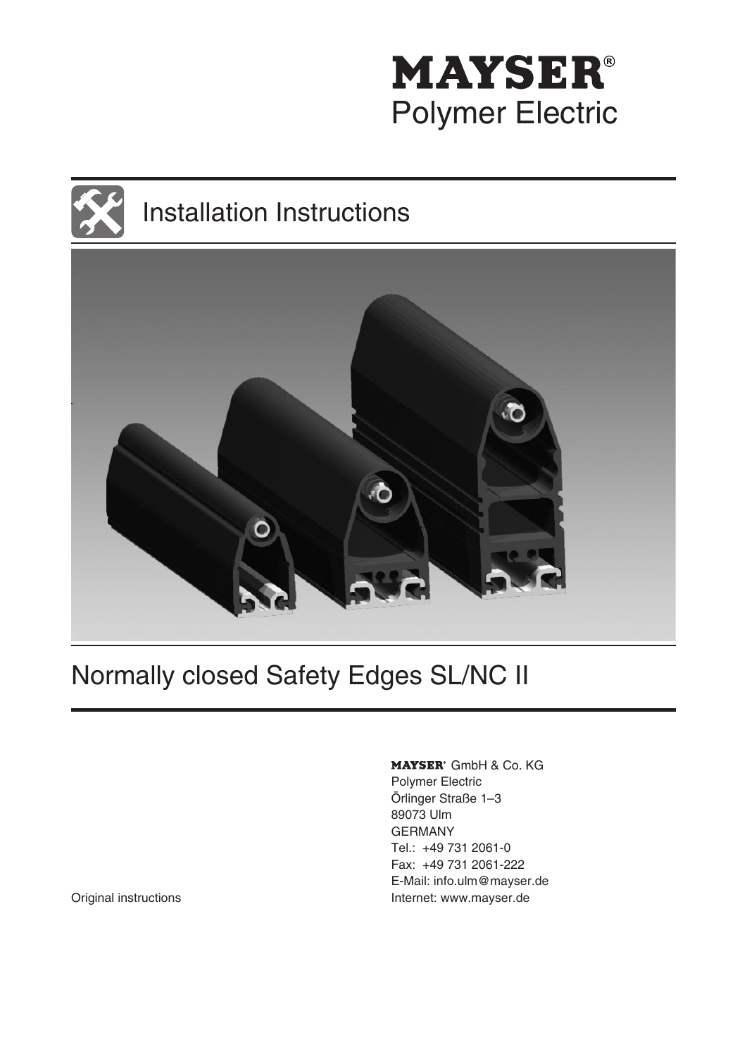# MAYSER®
Polymer Electric

## Installation Instructions

# Normally closed Safety Edges SL/NC II

MAYSER® GmbH & Co. KG
Polymer Electric
Örlinger Straße 1–3
89073 Ulm
GERMANY
Tel.: +49 731 2061-0
Fax: +49 731 2061-222
E-Mail: info.ulm@mayser.de
Internet: www.mayser.de

Original instructions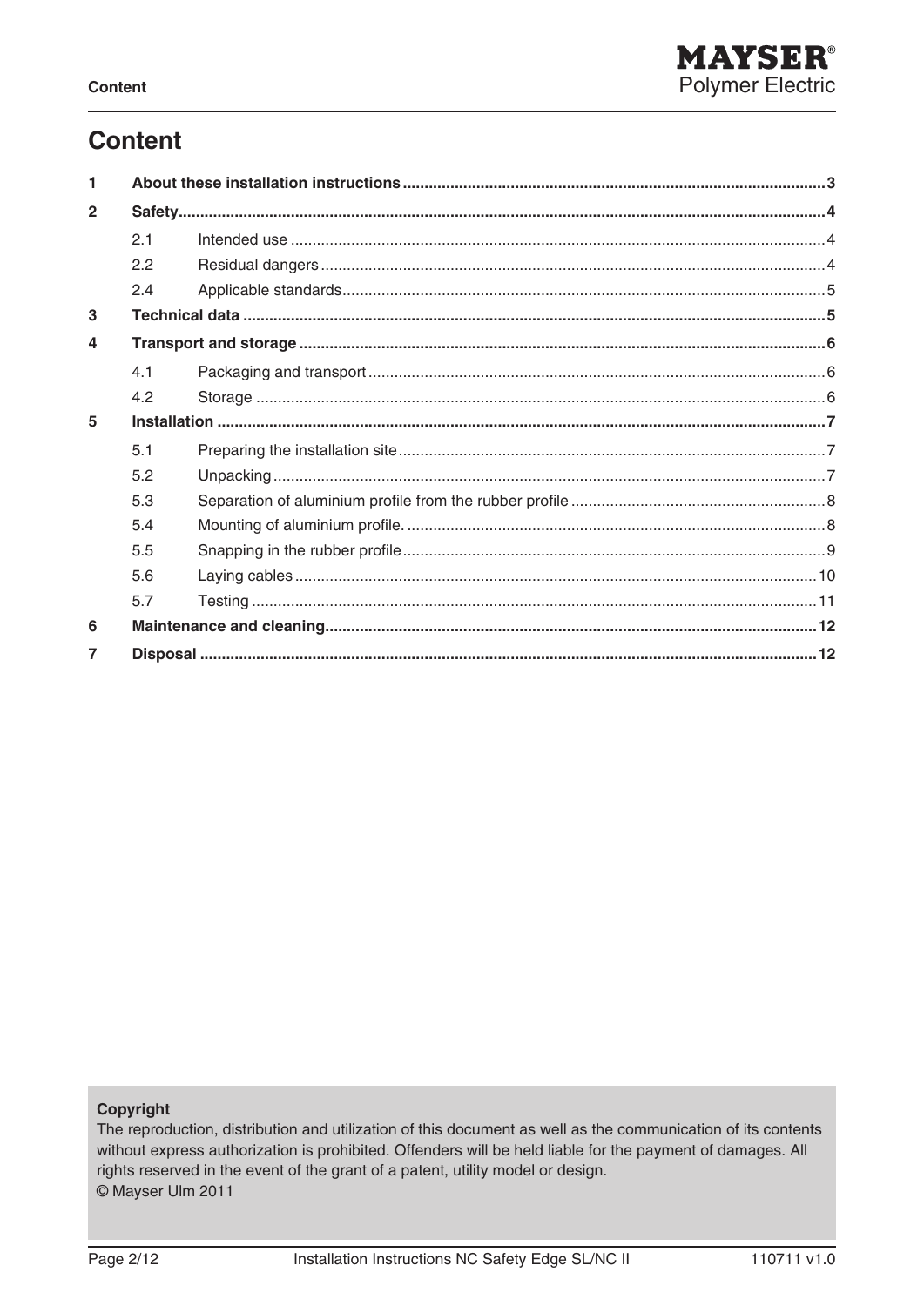# Content

| | | | |
|---|---|---|---|
| **1** | **About these installation instructions** | | **3** |
| **2** | **Safety** | | **4** |
| | 2.1 | Intended use | 4 |
| | 2.2 | Residual dangers | 4 |
| | 2.4 | Applicable standards | 5 |
| **3** | **Technical data** | | **5** |
| **4** | **Transport and storage** | | **6** |
| | 4.1 | Packaging and transport | 6 |
| | 4.2 | Storage | 6 |
| **5** | **Installation** | | **7** |
| | 5.1 | Preparing the installation site | 7 |
| | 5.2 | Unpacking | 7 |
| | 5.3 | Separation of aluminium profile from the rubber profile | 8 |
| | 5.4 | Mounting of aluminium profile. | 8 |
| | 5.5 | Snapping in the rubber profile | 9 |
| | 5.6 | Laying cables | 10 |
| | 5.7 | Testing | 11 |
| **6** | **Maintenance and cleaning** | | **12** |
| **7** | **Disposal** | | **12** |

**Copyright**

The reproduction, distribution and utilization of this document as well as the communication of its contents without express authorization is prohibited. Offenders will be held liable for the payment of damages. All rights reserved in the event of the grant of a patent, utility model or design.

© Mayser Ulm 2011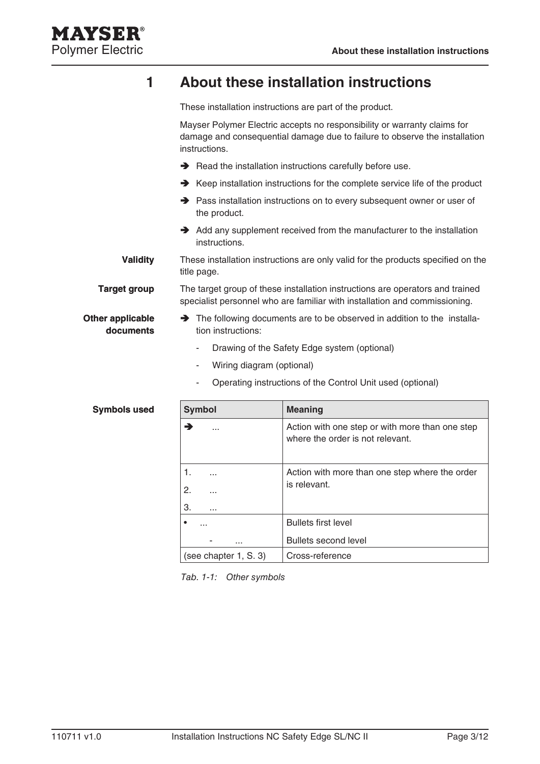# 1 About these installation instructions

These installation instructions are part of the product.

Mayser Polymer Electric accepts no responsibility or warranty claims for damage and consequential damage due to failure to observe the installation instructions.

➔ Read the installation instructions carefully before use.

➔ Keep installation instructions for the complete service life of the product

➔ Pass installation instructions on to every subsequent owner or user of the product.

➔ Add any supplement received from the manufacturer to the installation instructions.

**Validity**

These installation instructions are only valid for the products specified on the title page.

**Target group**

The target group of these installation instructions are operators and trained specialist personnel who are familiar with installation and commissioning.

**Other applicable documents**

➔ The following documents are to be observed in addition to the installation instructions:

- Drawing of the Safety Edge system (optional)
- Wiring diagram (optional)
- Operating instructions of the Control Unit used (optional)

**Symbols used**

| Symbol | Meaning |
|---|---|
| ➔ ... | Action with one step or with more than one step where the order is not relevant. |
| 1. ...<br>2. ...<br>3. ... | Action with more than one step where the order is relevant. |
| • ...<br>- ... | Bullets first level<br>Bullets second level |
| (see chapter 1, S. 3) | Cross-reference |

*Tab. 1-1: Other symbols*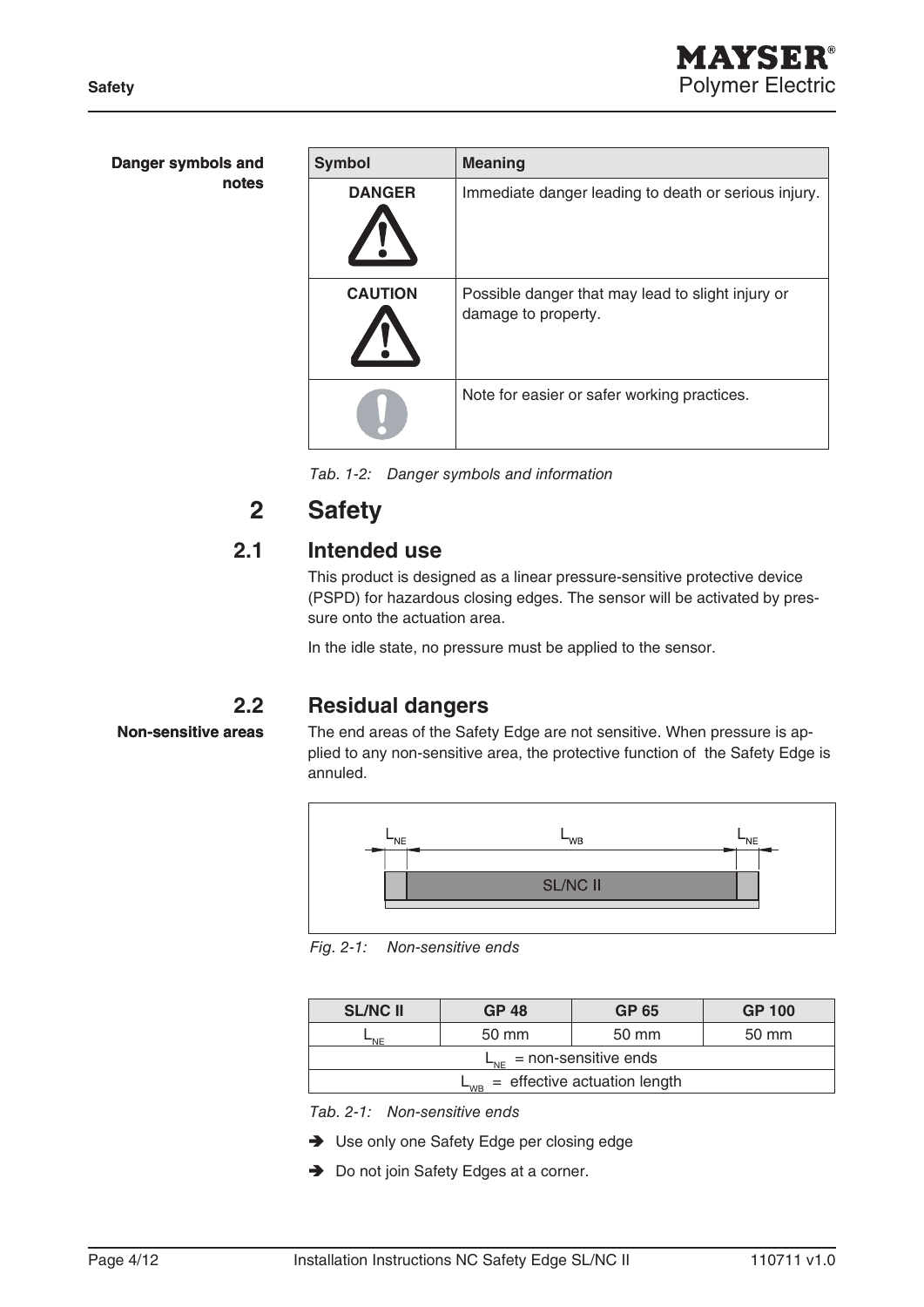**Danger symbols and notes**

| Symbol | Meaning |
| --- | --- |
| DANGER | Immediate danger leading to death or serious injury. |
| CAUTION | Possible danger that may lead to slight injury or damage to property. |
| | Note for easier or safer working practices. |

*Tab. 1-2: Danger symbols and information*

# 2 Safety

## 2.1 Intended use

This product is designed as a linear pressure-sensitive protective device (PSPD) for hazardous closing edges. The sensor will be activated by pressure onto the actuation area.

In the idle state, no pressure must be applied to the sensor.

## 2.2 Residual dangers

**Non-sensitive areas**

The end areas of the Safety Edge are not sensitive. When pressure is applied to any non-sensitive area, the protective function of the Safety Edge is annuled.

$L_{NE}$ $L_{WB}$ $L_{NE}$

SL/NC II

*Fig. 2-1: Non-sensitive ends*

| SL/NC II | GP 48 | GP 65 | GP 100 |
| --- | --- | --- | --- |
| $L_{NE}$ | 50 mm | 50 mm | 50 mm |
| $L_{NE}$ = non-sensitive ends | | | |
| $L_{WB}$ = effective actuation length | | | |

*Tab. 2-1: Non-sensitive ends*

- ➔ Use only one Safety Edge per closing edge
- ➔ Do not join Safety Edges at a corner.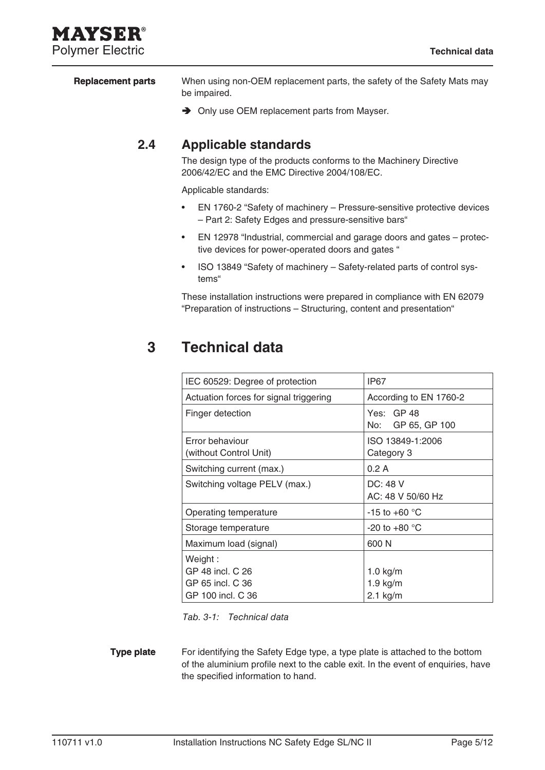**Replacement parts**

When using non-OEM replacement parts, the safety of the Safety Mats may be impaired.

➔ Only use OEM replacement parts from Mayser.

## 2.4 Applicable standards

The design type of the products conforms to the Machinery Directive 2006/42/EC and the EMC Directive 2004/108/EC.

Applicable standards:

- EN 1760-2 "Safety of machinery – Pressure-sensitive protective devices – Part 2: Safety Edges and pressure-sensitive bars"
- EN 12978 "Industrial, commercial and garage doors and gates – protective devices for power-operated doors and gates "
- ISO 13849 "Safety of machinery – Safety-related parts of control systems"

These installation instructions were prepared in compliance with EN 62079 "Preparation of instructions – Structuring, content and presentation"

# 3 Technical data

| | |
|---|---|
| IEC 60529: Degree of protection | IP67 |
| Actuation forces for signal triggering | According to EN 1760-2 |
| Finger detection | Yes: GP 48<br>No: GP 65, GP 100 |
| Error behaviour<br>(without Control Unit) | ISO 13849-1:2006<br>Category 3 |
| Switching current (max.) | 0.2 A |
| Switching voltage PELV (max.) | DC: 48 V<br>AC: 48 V 50/60 Hz |
| Operating temperature | -15 to +60 °C |
| Storage temperature | -20 to +80 °C |
| Maximum load (signal) | 600 N |
| Weight :<br>GP 48 incl. C 26<br>GP 65 incl. C 36<br>GP 100 incl. C 36 | <br>1.0 kg/m<br>1.9 kg/m<br>2.1 kg/m |

*Tab. 3-1: Technical data*

**Type plate**

For identifying the Safety Edge type, a type plate is attached to the bottom of the aluminium profile next to the cable exit. In the event of enquiries, have the specified information to hand.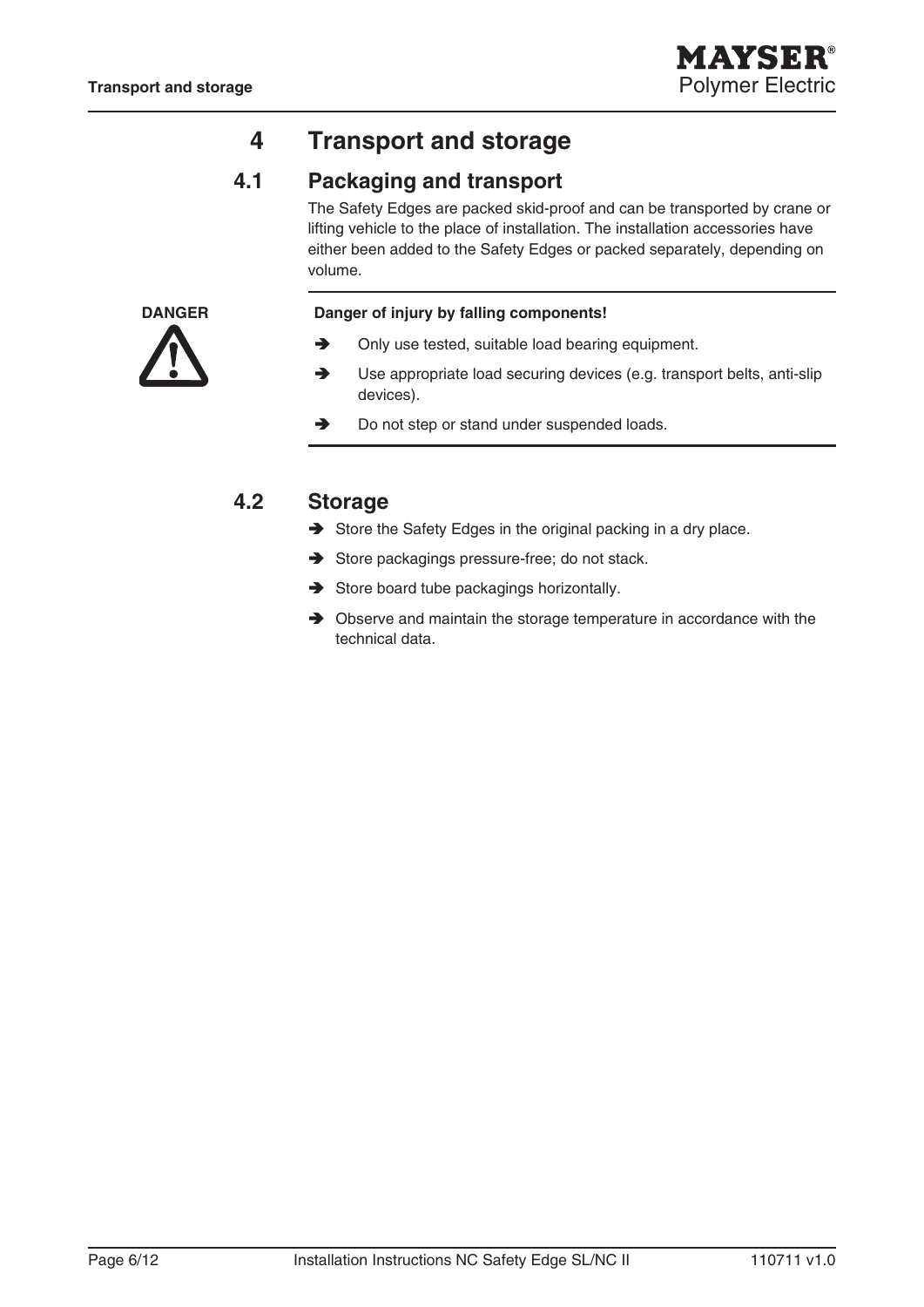# 4 Transport and storage

## 4.1 Packaging and transport

The Safety Edges are packed skid-proof and can be transported by crane or lifting vehicle to the place of installation. The installation accessories have either been added to the Safety Edges or packed separately, depending on volume.

**DANGER**

**Danger of injury by falling components!**

- ➔ Only use tested, suitable load bearing equipment.
- ➔ Use appropriate load securing devices (e.g. transport belts, anti-slip devices).
- ➔ Do not step or stand under suspended loads.

## 4.2 Storage

- ➔ Store the Safety Edges in the original packing in a dry place.
- ➔ Store packagings pressure-free; do not stack.
- ➔ Store board tube packagings horizontally.
- ➔ Observe and maintain the storage temperature in accordance with the technical data.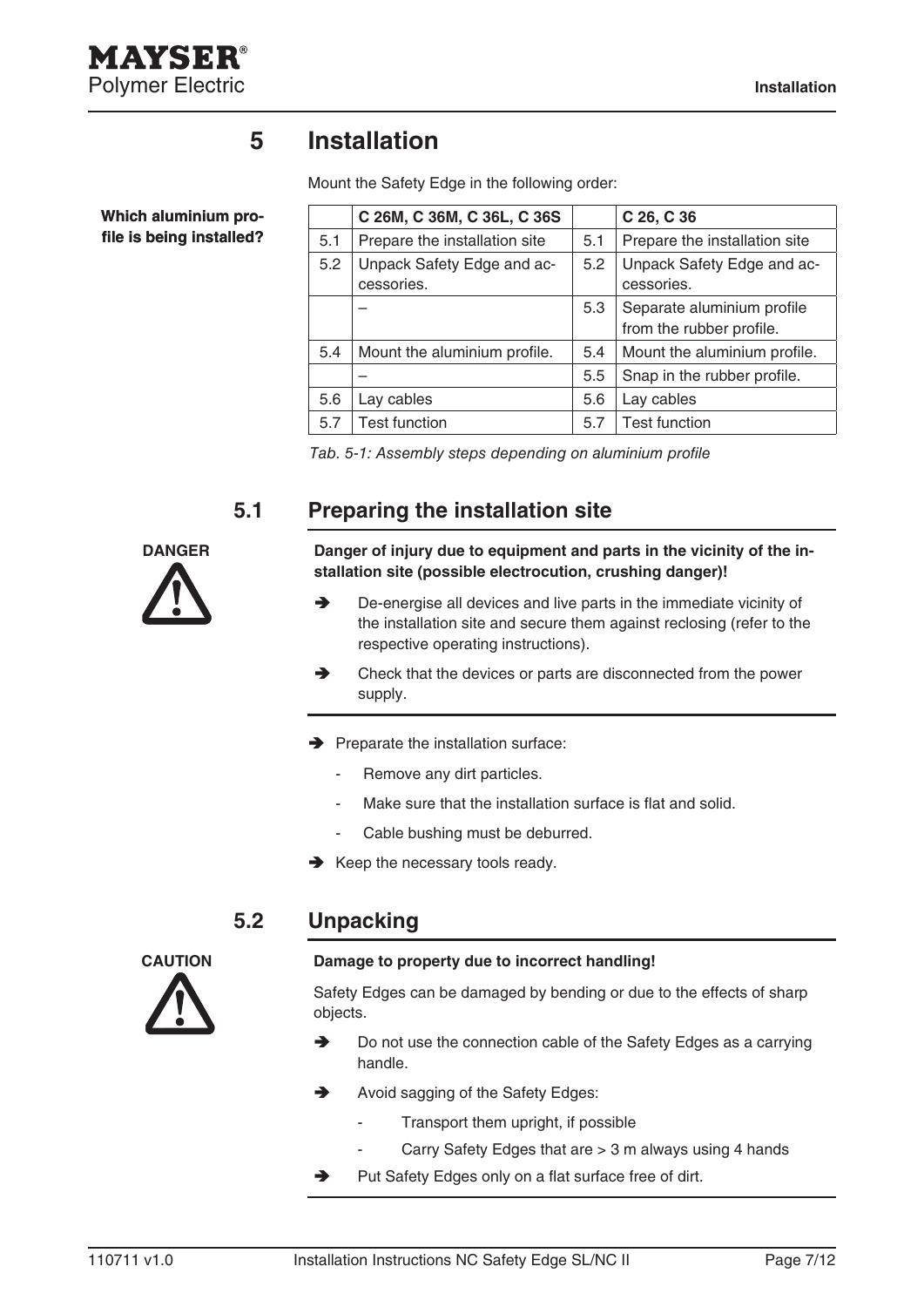# 5 Installation

Mount the Safety Edge in the following order:

**Which aluminium profile is being installed?**

| | C 26M, C 36M, C 36L, C 36S | | C 26, C 36 |
|---|---|---|---|
| 5.1 | Prepare the installation site | 5.1 | Prepare the installation site |
| 5.2 | Unpack Safety Edge and accessories. | 5.2 | Unpack Safety Edge and accessories. |
| | – | 5.3 | Separate aluminium profile from the rubber profile. |
| 5.4 | Mount the aluminium profile. | 5.4 | Mount the aluminium profile. |
| | – | 5.5 | Snap in the rubber profile. |
| 5.6 | Lay cables | 5.6 | Lay cables |
| 5.7 | Test function | 5.7 | Test function |

*Tab. 5-1: Assembly steps depending on aluminium profile*

## 5.1 Preparing the installation site

**DANGER**

**Danger of injury due to equipment and parts in the vicinity of the installation site (possible electrocution, crushing danger)!**

➔ De-energise all devices and live parts in the immediate vicinity of the installation site and secure them against reclosing (refer to the respective operating instructions).

➔ Check that the devices or parts are disconnected from the power supply.

➔ Preparate the installation surface:

- Remove any dirt particles.
- Make sure that the installation surface is flat and solid.
- Cable bushing must be deburred.

➔ Keep the necessary tools ready.

## 5.2 Unpacking

**CAUTION**

**Damage to property due to incorrect handling!**

Safety Edges can be damaged by bending or due to the effects of sharp objects.

➔ Do not use the connection cable of the Safety Edges as a carrying handle.

➔ Avoid sagging of the Safety Edges:

- Transport them upright, if possible
- Carry Safety Edges that are > 3 m always using 4 hands

➔ Put Safety Edges only on a flat surface free of dirt.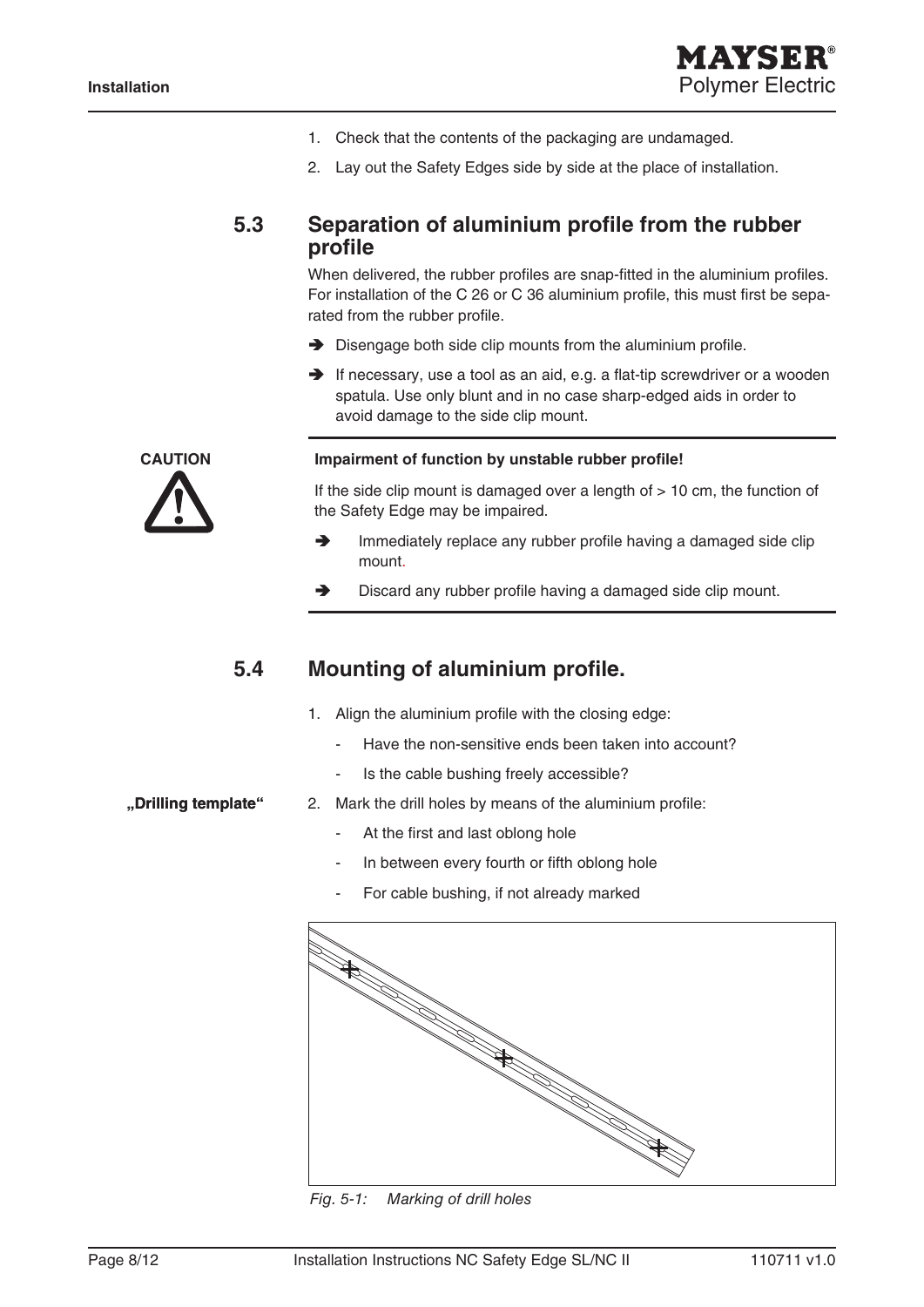1. Check that the contents of the packaging are undamaged.
2. Lay out the Safety Edges side by side at the place of installation.

## 5.3 Separation of aluminium profile from the rubber profile

When delivered, the rubber profiles are snap-fitted in the aluminium profiles. For installation of the C 26 or C 36 aluminium profile, this must first be separated from the rubber profile.

➔ Disengage both side clip mounts from the aluminium profile.

➔ If necessary, use a tool as an aid, e.g. a flat-tip screwdriver or a wooden spatula. Use only blunt and in no case sharp-edged aids in order to avoid damage to the side clip mount.

**CAUTION**

**Impairment of function by unstable rubber profile!**

If the side clip mount is damaged over a length of > 10 cm, the function of the Safety Edge may be impaired.

➔ Immediately replace any rubber profile having a damaged side clip mount.

➔ Discard any rubber profile having a damaged side clip mount.

## 5.4 Mounting of aluminium profile.

1. Align the aluminium profile with the closing edge:
   - Have the non-sensitive ends been taken into account?
   - Is the cable bushing freely accessible?

**„Drilling template“**

2. Mark the drill holes by means of the aluminium profile:
   - At the first and last oblong hole
   - In between every fourth or fifth oblong hole
   - For cable bushing, if not already marked

*Fig. 5-1: Marking of drill holes*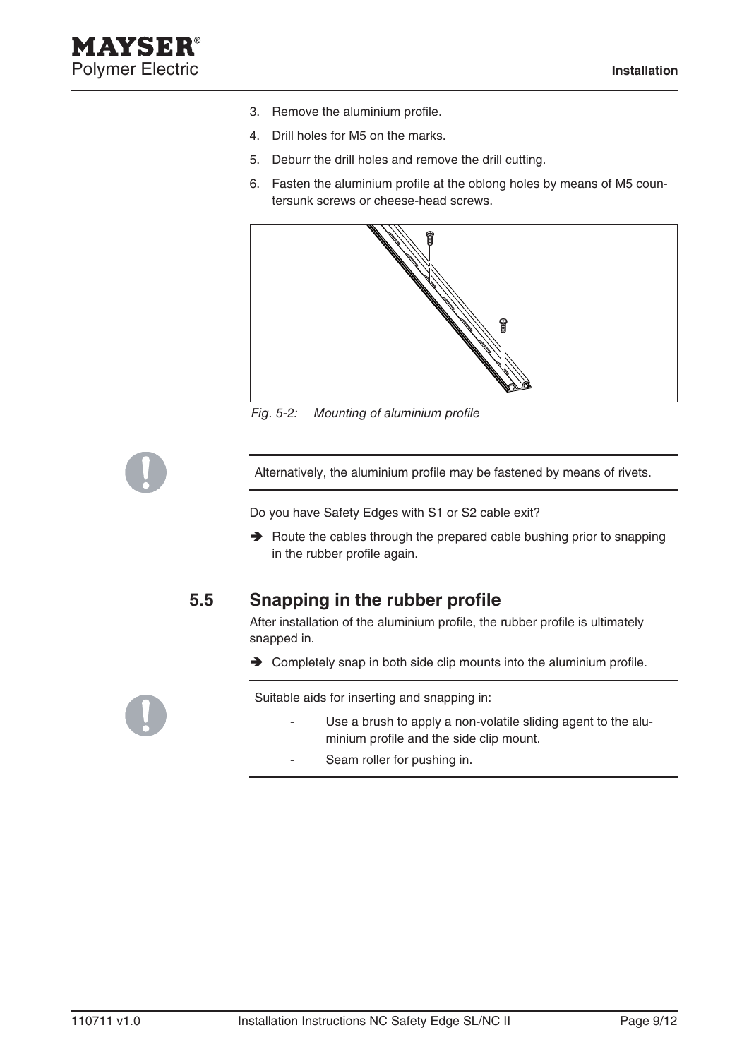3. Remove the aluminium profile.
4. Drill holes for M5 on the marks.
5. Deburr the drill holes and remove the drill cutting.
6. Fasten the aluminium profile at the oblong holes by means of M5 countersunk screws or cheese-head screws.

*Fig. 5-2: Mounting of aluminium profile*

Alternatively, the aluminium profile may be fastened by means of rivets.

Do you have Safety Edges with S1 or S2 cable exit?

➔ Route the cables through the prepared cable bushing prior to snapping in the rubber profile again.

## 5.5 Snapping in the rubber profile

After installation of the aluminium profile, the rubber profile is ultimately snapped in.

➔ Completely snap in both side clip mounts into the aluminium profile.

Suitable aids for inserting and snapping in:

- Use a brush to apply a non-volatile sliding agent to the aluminium profile and the side clip mount.
- Seam roller for pushing in.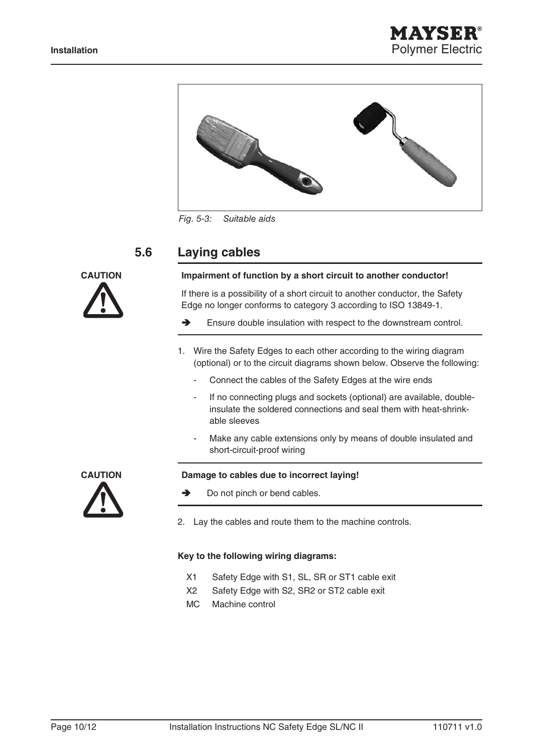Fig. 5-3: Suitable aids

## 5.6 Laying cables

**CAUTION**

**Impairment of function by a short circuit to another conductor!**

If there is a possibility of a short circuit to another conductor, the Safety Edge no longer conforms to category 3 according to ISO 13849-1.

➔ Ensure double insulation with respect to the downstream control.

1. Wire the Safety Edges to each other according to the wiring diagram (optional) or to the circuit diagrams shown below. Observe the following:
   - Connect the cables of the Safety Edges at the wire ends
   - If no connecting plugs and sockets (optional) are available, double-insulate the soldered connections and seal them with heat-shrinkable sleeves
   - Make any cable extensions only by means of double insulated and short-circuit-proof wiring

**CAUTION**

**Damage to cables due to incorrect laying!**

➔ Do not pinch or bend cables.

2. Lay the cables and route them to the machine controls.

**Key to the following wiring diagrams:**

- X1 Safety Edge with S1, SL, SR or ST1 cable exit
- X2 Safety Edge with S2, SR2 or ST2 cable exit
- MC Machine control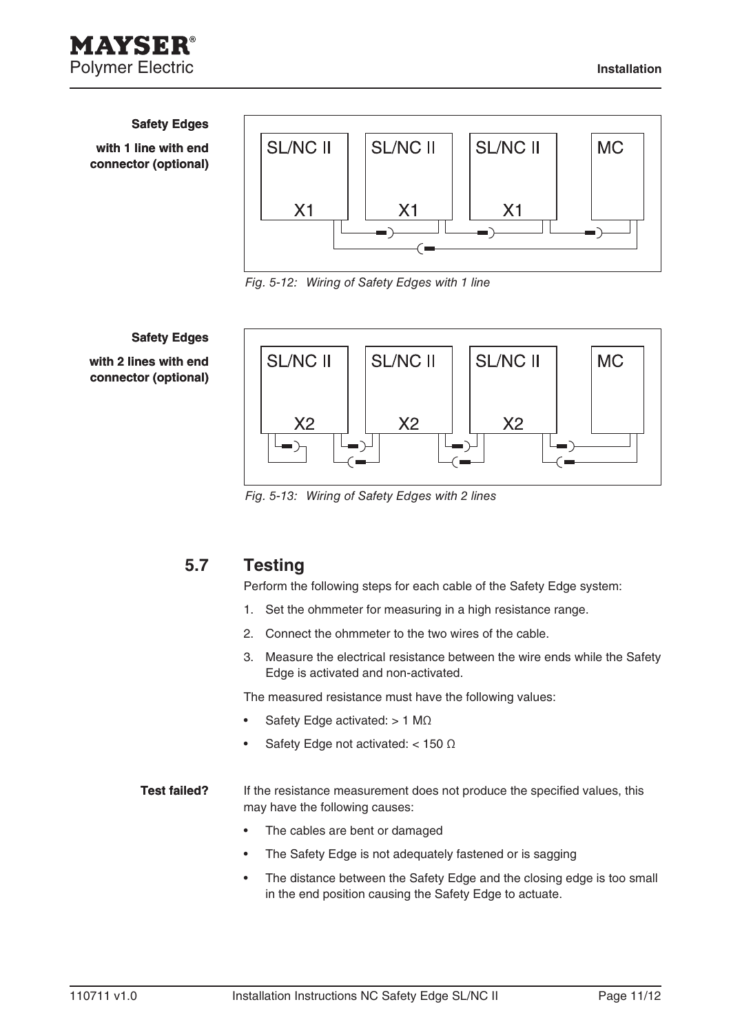**Safety Edges**

**with 1 line with end connector (optional)**

SL/NC II X1 — SL/NC II X1 — SL/NC II X1 — MC

*Fig. 5-12: Wiring of Safety Edges with 1 line*

**Safety Edges**

**with 2 lines with end connector (optional)**

SL/NC II X2 — SL/NC II X2 — SL/NC II X2 — MC

*Fig. 5-13: Wiring of Safety Edges with 2 lines*

## 5.7 Testing

Perform the following steps for each cable of the Safety Edge system:

1. Set the ohmmeter for measuring in a high resistance range.
2. Connect the ohmmeter to the two wires of the cable.
3. Measure the electrical resistance between the wire ends while the Safety Edge is activated and non-activated.

The measured resistance must have the following values:

- Safety Edge activated: > 1 MΩ
- Safety Edge not activated: < 150 Ω

**Test failed?**

If the resistance measurement does not produce the specified values, this may have the following causes:

- The cables are bent or damaged
- The Safety Edge is not adequately fastened or is sagging
- The distance between the Safety Edge and the closing edge is too small in the end position causing the Safety Edge to actuate.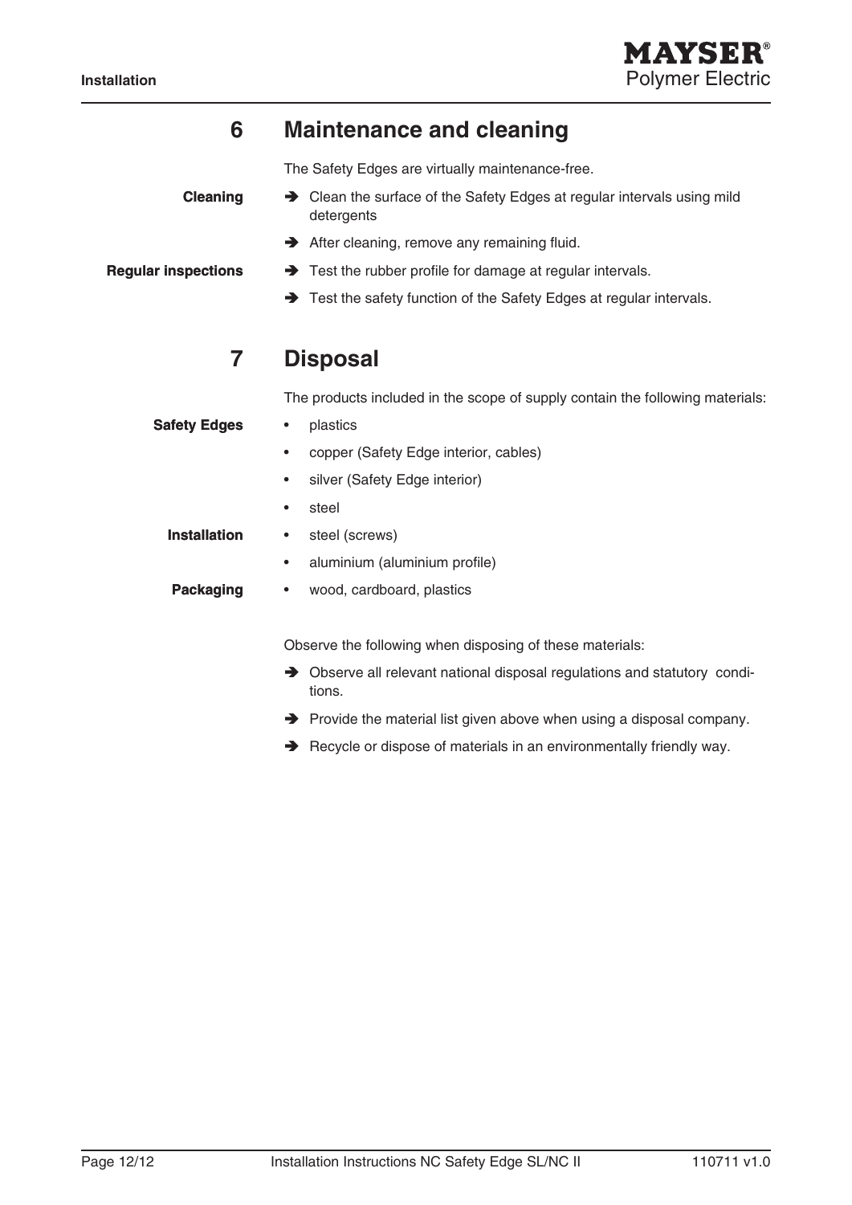# 6 Maintenance and cleaning

The Safety Edges are virtually maintenance-free.

**Cleaning**

➔ Clean the surface of the Safety Edges at regular intervals using mild detergents

➔ After cleaning, remove any remaining fluid.

**Regular inspections**

➔ Test the rubber profile for damage at regular intervals.

➔ Test the safety function of the Safety Edges at regular intervals.

# 7 Disposal

The products included in the scope of supply contain the following materials:

**Safety Edges**

- plastics
- copper (Safety Edge interior, cables)
- silver (Safety Edge interior)
- steel

**Installation**

- steel (screws)
- aluminium (aluminium profile)

**Packaging**

- wood, cardboard, plastics

Observe the following when disposing of these materials:

➔ Observe all relevant national disposal regulations and statutory conditions.

➔ Provide the material list given above when using a disposal company.

➔ Recycle or dispose of materials in an environmentally friendly way.